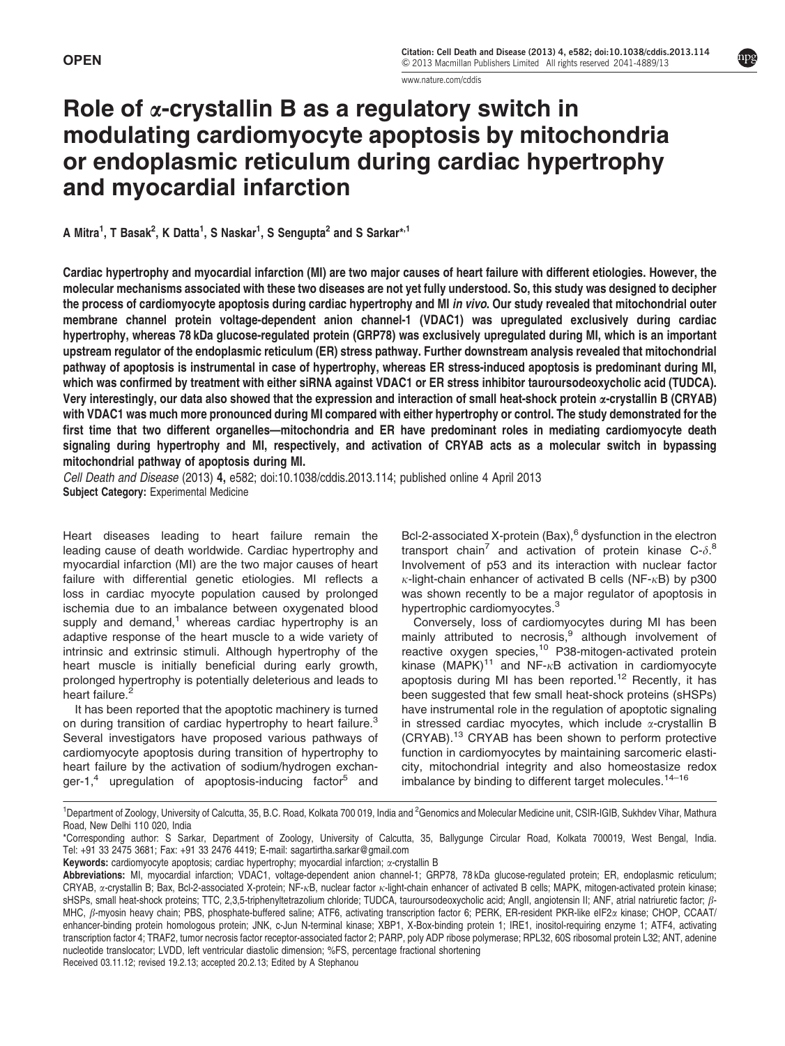OPEN

Citation: Cell Death and Disease (2013) 4, e582; doi:10.1038/cddis.2013.114
© 2013 Macmillan Publishers Limited All rights reserved 2041-4889/13

www.nature.com/cddis

# Role of α-crystallin B as a regulatory switch in modulating cardiomyocyte apoptosis by mitochondria or endoplasmic reticulum during cardiac hypertrophy and myocardial infarction

A Mitra[1], T Basak[2], K Datta[1], S Naskar[1], S Sengupta[2] and S Sarkar*[,1]

**Cardiac hypertrophy and myocardial infarction (MI) are two major causes of heart failure with different etiologies. However, the molecular mechanisms associated with these two diseases are not yet fully understood. So, this study was designed to decipher the process of cardiomyocyte apoptosis during cardiac hypertrophy and MI *in vivo*. Our study revealed that mitochondrial outer membrane channel protein voltage-dependent anion channel-1 (VDAC1) was upregulated exclusively during cardiac hypertrophy, whereas 78 kDa glucose-regulated protein (GRP78) was exclusively upregulated during MI, which is an important upstream regulator of the endoplasmic reticulum (ER) stress pathway. Further downstream analysis revealed that mitochondrial pathway of apoptosis is instrumental in case of hypertrophy, whereas ER stress-induced apoptosis is predominant during MI, which was confirmed by treatment with either siRNA against VDAC1 or ER stress inhibitor tauroursodeoxycholic acid (TUDCA). Very interestingly, our data also showed that the expression and interaction of small heat-shock protein α-crystallin B (CRYAB) with VDAC1 was much more pronounced during MI compared with either hypertrophy or control. The study demonstrated for the first time that two different organelles—mitochondria and ER have predominant roles in mediating cardiomyocyte death signaling during hypertrophy and MI, respectively, and activation of CRYAB acts as a molecular switch in bypassing mitochondrial pathway of apoptosis during MI.**

*Cell Death and Disease* (2013) **4,** e582; doi:10.1038/cddis.2013.114; published online 4 April 2013
**Subject Category:** Experimental Medicine

Heart diseases leading to heart failure remain the leading cause of death worldwide. Cardiac hypertrophy and myocardial infarction (MI) are the two major causes of heart failure with differential genetic etiologies. MI reflects a loss in cardiac myocyte population caused by prolonged ischemia due to an imbalance between oxygenated blood supply and demand,[1] whereas cardiac hypertrophy is an adaptive response of the heart muscle to a wide variety of intrinsic and extrinsic stimuli. Although hypertrophy of the heart muscle is initially beneficial during early growth, prolonged hypertrophy is potentially deleterious and leads to heart failure.[2]

It has been reported that the apoptotic machinery is turned on during transition of cardiac hypertrophy to heart failure.[3] Several investigators have proposed various pathways of cardiomyocyte apoptosis during transition of hypertrophy to heart failure by the activation of sodium/hydrogen exchanger-1,[4] upregulation of apoptosis-inducing factor[5] and Bcl-2-associated X-protein (Bax),[6] dysfunction in the electron transport chain[7] and activation of protein kinase C-δ.[8] Involvement of p53 and its interaction with nuclear factor κ-light-chain enhancer of activated B cells (NF-κB) by p300 was shown recently to be a major regulator of apoptosis in hypertrophic cardiomyocytes.[3]

Conversely, loss of cardiomyocytes during MI has been mainly attributed to necrosis,[9] although involvement of reactive oxygen species,[10] P38-mitogen-activated protein kinase (MAPK)[11] and NF-κB activation in cardiomyocyte apoptosis during MI has been reported.[12] Recently, it has been suggested that few small heat-shock proteins (sHSPs) have instrumental role in the regulation of apoptotic signaling in stressed cardiac myocytes, which include α-crystallin B (CRYAB).[13] CRYAB has been shown to perform protective function in cardiomyocytes by maintaining sarcomeric elasticity, mitochondrial integrity and also homeostasize redox imbalance by binding to different target molecules.[14–16]

[1]Department of Zoology, University of Calcutta, 35, B.C. Road, Kolkata 700 019, India and [2]Genomics and Molecular Medicine unit, CSIR-IGIB, Sukhdev Vihar, Mathura Road, New Delhi 110 020, India

*Corresponding author: S Sarkar, Department of Zoology, University of Calcutta, 35, Ballygunge Circular Road, Kolkata 700019, West Bengal, India. Tel: +91 33 2475 3681; Fax: +91 33 2476 4419; E-mail: sagartirtha.sarkar@gmail.com

**Keywords:** cardiomyocyte apoptosis; cardiac hypertrophy; myocardial infarction; α-crystallin B

**Abbreviations:** MI, myocardial infarction; VDAC1, voltage-dependent anion channel-1; GRP78, 78 kDa glucose-regulated protein; ER, endoplasmic reticulum; CRYAB, α-crystallin B; Bax, Bcl-2-associated X-protein; NF-κB, nuclear factor κ-light-chain enhancer of activated B cells; MAPK, mitogen-activated protein kinase; sHSPs, small heat-shock proteins; TTC, 2,3,5-triphenyltetrazolium chloride; TUDCA, tauroursodeoxycholic acid; AngII, angiotensin II; ANF, atrial natriuretic factor; β-MHC, β-myosin heavy chain; PBS, phosphate-buffered saline; ATF6, activating transcription factor 6; PERK, ER-resident PKR-like eIF2α kinase; CHOP, CCAAT/enhancer-binding protein homologous protein; JNK, c-Jun N-terminal kinase; XBP1, X-Box-binding protein 1; IRE1, inositol-requiring enzyme 1; ATF4, activating transcription factor 4; TRAF2, tumor necrosis factor receptor-associated factor 2; PARP, poly ADP ribose polymerase; RPL32, 60S ribosomal protein L32; ANT, adenine nucleotide translocator; LVDD, left ventricular diastolic dimension; %FS, percentage fractional shortening

Received 03.11.12; revised 19.2.13; accepted 20.2.13; Edited by A Stephanou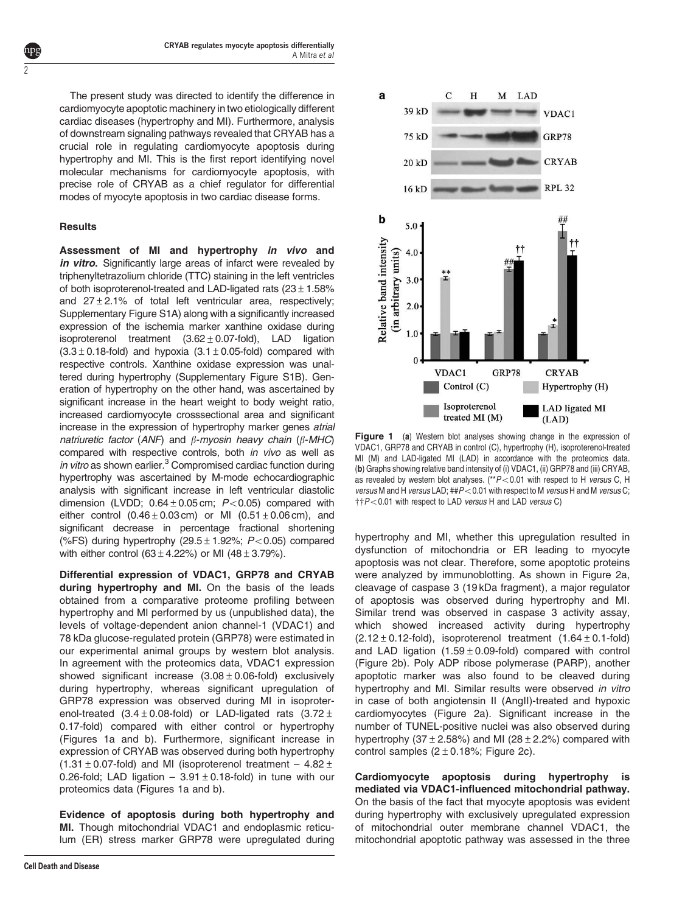The present study was directed to identify the difference in cardiomyocyte apoptotic machinery in two etiologically different cardiac diseases (hypertrophy and MI). Furthermore, analysis of downstream signaling pathways revealed that CRYAB has a crucial role in regulating cardiomyocyte apoptosis during hypertrophy and MI. This is the first report identifying novel molecular mechanisms for cardiomyocyte apoptosis, with precise role of CRYAB as a chief regulator for differential modes of myocyte apoptosis in two cardiac disease forms.

## Results

**Assessment of MI and hypertrophy *in vivo* and *in vitro*.** Significantly large areas of infarct were revealed by triphenyltetrazolium chloride (TTC) staining in the left ventricles of both isoproterenol-treated and LAD-ligated rats ($23 \pm 1.58\%$ and $27 \pm 2.1\%$ of total left ventricular area, respectively; Supplementary Figure S1A) along with a significantly increased expression of the ischemia marker xanthine oxidase during isoproterenol treatment ($3.62 \pm 0.07$-fold), LAD ligation ($3.3 \pm 0.18$-fold) and hypoxia ($3.1 \pm 0.05$-fold) compared with respective controls. Xanthine oxidase expression was unaltered during hypertrophy (Supplementary Figure S1B). Generation of hypertrophy on the other hand, was ascertained by significant increase in the heart weight to body weight ratio, increased cardiomyocyte crosssectional area and significant increase in the expression of hypertrophy marker genes *atrial natriuretic factor* (*ANF*) and *β-myosin heavy chain* (*β-MHC*) compared with respective controls, both *in vivo* as well as *in vitro* as shown earlier.[3] Compromised cardiac function during hypertrophy was ascertained by M-mode echocardiographic analysis with significant increase in left ventricular diastolic dimension (LVDD; $0.64 \pm 0.05$ cm; $P < 0.05$) compared with either control ($0.46 \pm 0.03$ cm) or MI ($0.51 \pm 0.06$ cm), and significant decrease in percentage fractional shortening (%FS) during hypertrophy ($29.5 \pm 1.92\%$; $P < 0.05$) compared with either control ($63 \pm 4.22\%$) or MI ($48 \pm 3.79\%$).

**Differential expression of VDAC1, GRP78 and CRYAB during hypertrophy and MI.** On the basis of the leads obtained from a comparative proteome profiling between hypertrophy and MI performed by us (unpublished data), the levels of voltage-dependent anion channel-1 (VDAC1) and 78 kDa glucose-regulated protein (GRP78) were estimated in our experimental animal groups by western blot analysis. In agreement with the proteomics data, VDAC1 expression showed significant increase ($3.08 \pm 0.06$-fold) exclusively during hypertrophy, whereas significant upregulation of GRP78 expression was observed during MI in isoproterenol-treated ($3.4 \pm 0.08$-fold) or LAD-ligated rats ($3.72 \pm 0.17$-fold) compared with either control or hypertrophy (Figures 1a and b). Furthermore, significant increase in expression of CRYAB was observed during both hypertrophy ($1.31 \pm 0.07$-fold) and MI (isoproterenol treatment – $4.82 \pm 0.26$-fold; LAD ligation – $3.91 \pm 0.18$-fold) in tune with our proteomics data (Figures 1a and b).

**Evidence of apoptosis during both hypertrophy and MI.** Though mitochondrial VDAC1 and endoplasmic reticulum (ER) stress marker GRP78 were upregulated during hypertrophy and MI, whether this upregulation resulted in dysfunction of mitochondria or ER leading to myocyte apoptosis was not clear. Therefore, some apoptotic proteins were analyzed by immunoblotting. As shown in Figure 2a, cleavage of caspase 3 (19 kDa fragment), a major regulator of apoptosis was observed during hypertrophy and MI. Similar trend was observed in caspase 3 activity assay, which showed increased activity during hypertrophy ($2.12 \pm 0.12$-fold), isoproterenol treatment ($1.64 \pm 0.1$-fold) and LAD ligation ($1.59 \pm 0.09$-fold) compared with control (Figure 2b). Poly ADP ribose polymerase (PARP), another apoptotic marker was also found to be cleaved during hypertrophy and MI. Similar results were observed *in vitro* in case of both angiotensin II (AngII)-treated and hypoxic cardiomyocytes (Figure 2a). Significant increase in the number of TUNEL-positive nuclei was also observed during hypertrophy ($37 \pm 2.58\%$) and MI ($28 \pm 2.2\%$) compared with control samples ($2 \pm 0.18\%$; Figure 2c).

**Cardiomyocyte apoptosis during hypertrophy is mediated via VDAC1-influenced mitochondrial pathway.** On the basis of the fact that myocyte apoptosis was evident during hypertrophy with exclusively upregulated expression of mitochondrial outer membrane channel VDAC1, the mitochondrial apoptotic pathway was assessed in the three

**Figure 1** (**a**) Western blot analyses showing change in the expression of VDAC1, GRP78 and CRYAB in control (C), hypertrophy (H), isoproterenol-treated MI (M) and LAD-ligated MI (LAD) in accordance with the proteomics data. (**b**) Graphs showing relative band intensity of (i) VDAC1, (ii) GRP78 and (iii) CRYAB, as revealed by western blot analyses. (**$P < 0.01$ with respect to H *versus* C, H *versus* M and H *versus* LAD; ##$P < 0.01$ with respect to M *versus* H and M *versus* C; ††$P < 0.01$ with respect to LAD *versus* H and LAD *versus* C)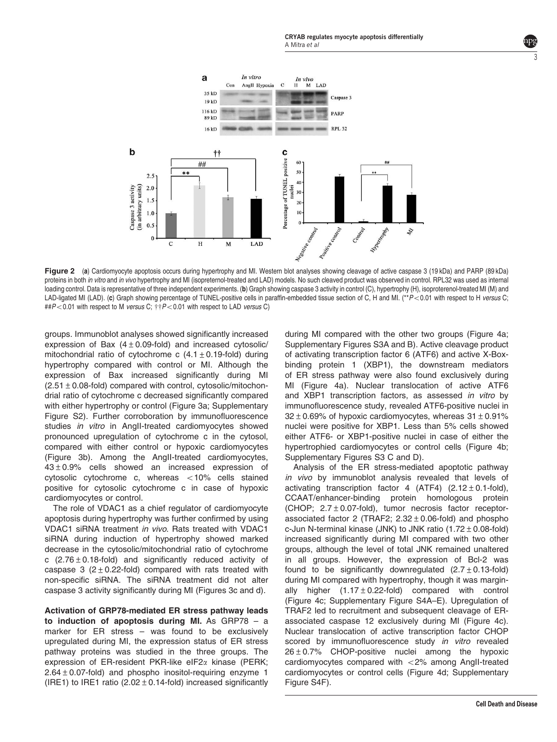**Figure 2** (**a**) Cardiomyocyte apoptosis occurs during hypertrophy and MI. Western blot analyses showing cleavage of active caspase 3 (19 kDa) and PARP (89 kDa) proteins in both *in vitro* and *in vivo* hypertrophy and MI (isopreternol-treated and LAD) models. No such cleaved product was observed in control. RPL32 was used as internal loading control. Data is representative of three independent experiments. (**b**) Graph showing caspase 3 activity in control (C), hypertrophy (H), isoproterenol-treated MI (M) and LAD-ligated MI (LAD). (**c**) Graph showing percentage of TUNEL-positive cells in paraffin-embedded tissue section of C, H and MI. (** $P<0.01$ with respect to H *versus* C; ## $P<0.01$ with respect to M *versus* C; †† $P<0.01$ with respect to LAD *versus* C)

groups. Immunoblot analyses showed significantly increased expression of Bax ($4 \pm 0.09$-fold) and increased cytosolic/mitochondrial ratio of cytochrome c ($4.1 \pm 0.19$-fold) during hypertrophy compared with control or MI. Although the expression of Bax increased significantly during MI ($2.51 \pm 0.08$-fold) compared with control, cytosolic/mitochondrial ratio of cytochrome c decreased significantly compared with either hypertrophy or control (Figure 3a; Supplementary Figure S2). Further corroboration by immunofluorescence studies *in vitro* in AngII-treated cardiomyocytes showed pronounced upregulation of cytochrome c in the cytosol, compared with either control or hypoxic cardiomyocytes (Figure 3b). Among the AngII-treated cardiomyocytes, $43 \pm 0.9\%$ cells showed an increased expression of cytosolic cytochrome c, whereas $<10\%$ cells stained positive for cytosolic cytochrome c in case of hypoxic cardiomyocytes or control.

The role of VDAC1 as a chief regulator of cardiomyocyte apoptosis during hypertrophy was further confirmed by using VDAC1 siRNA treatment *in vivo*. Rats treated with VDAC1 siRNA during induction of hypertrophy showed marked decrease in the cytosolic/mitochondrial ratio of cytochrome c ($2.76 \pm 0.18$-fold) and significantly reduced activity of caspase 3 ($2 \pm 0.22$-fold) compared with rats treated with non-specific siRNA. The siRNA treatment did not alter caspase 3 activity significantly during MI (Figures 3c and d).

**Activation of GRP78-mediated ER stress pathway leads to induction of apoptosis during MI.** As GRP78 – a marker for ER stress – was found to be exclusively upregulated during MI, the expression status of ER stress pathway proteins was studied in the three groups. The expression of ER-resident PKR-like eIF2$\alpha$ kinase (PERK; $2.64 \pm 0.07$-fold) and phospho inositol-requiring enzyme 1 (IRE1) to IRE1 ratio ($2.02 \pm 0.14$-fold) increased significantly during MI compared with the other two groups (Figure 4a; Supplementary Figures S3A and B). Active cleavage product of activating transcription factor 6 (ATF6) and active X-Box-binding protein 1 (XBP1), the downstream mediators of ER stress pathway were also found exclusively during MI (Figure 4a). Nuclear translocation of active ATF6 and XBP1 transcription factors, as assessed *in vitro* by immunofluorescence study, revealed ATF6-positive nuclei in $32 \pm 0.69\%$ of hypoxic cardiomyocytes, whereas $31 \pm 0.91\%$ nuclei were positive for XBP1. Less than 5% cells showed either ATF6- or XBP1-positive nuclei in case of either the hypertrophied cardiomyocytes or control cells (Figure 4b; Supplementary Figures S3 C and D).

Analysis of the ER stress-mediated apoptotic pathway *in vivo* by immunoblot analysis revealed that levels of activating transcription factor 4 (ATF4) ($2.12 \pm 0.1$-fold), CCAAT/enhancer-binding protein homologous protein (CHOP; $2.7 \pm 0.07$-fold), tumor necrosis factor receptor-associated factor 2 (TRAF2; $2.32 \pm 0.06$-fold) and phospho c-Jun N-terminal kinase (JNK) to JNK ratio ($1.72 \pm 0.08$-fold) increased significantly during MI compared with two other groups, although the level of total JNK remained unaltered in all groups. However, the expression of Bcl-2 was found to be significantly downregulated ($2.7 \pm 0.13$-fold) during MI compared with hypertrophy, though it was marginally higher ($1.17 \pm 0.22$-fold) compared with control (Figure 4c; Supplementary Figure S4A–E). Upregulation of TRAF2 led to recruitment and subsequent cleavage of ER-associated caspase 12 exclusively during MI (Figure 4c). Nuclear translocation of active transcription factor CHOP scored by immunofluorescence study *in vitro* revealed $26 \pm 0.7\%$ CHOP-positive nuclei among the hypoxic cardiomyocytes compared with $<2\%$ among AngII-treated cardiomyocytes or control cells (Figure 4d; Supplementary Figure S4F).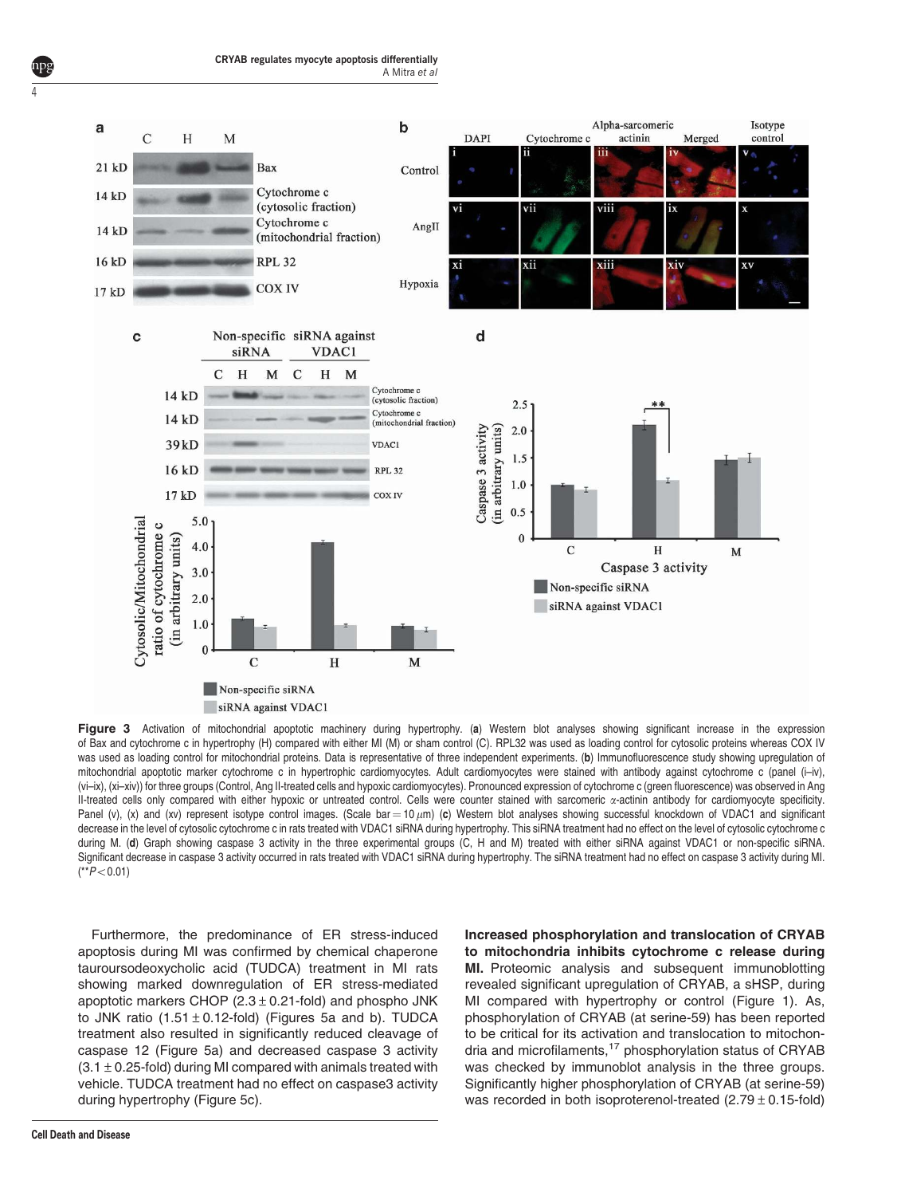**Figure 3** Activation of mitochondrial apoptotic machinery during hypertrophy. (**a**) Western blot analyses showing significant increase in the expression of Bax and cytochrome c in hypertrophy (H) compared with either MI (M) or sham control (C). RPL32 was used as loading control for cytosolic proteins whereas COX IV was used as loading control for mitochondrial proteins. Data is representative of three independent experiments. (**b**) Immunofluorescence study showing upregulation of mitochondrial apoptotic marker cytochrome c in hypertrophic cardiomyocytes. Adult cardiomyocytes were stained with antibody against cytochrome c (panel (i–iv), (vi–ix), (xi–xiv)) for three groups (Control, Ang II-treated cells and hypoxic cardiomyocytes). Pronounced expression of cytochrome c (green fluorescence) was observed in Ang II-treated cells only compared with either hypoxic or untreated control. Cells were counter stained with sarcomeric $\alpha$-actinin antibody for cardiomyocyte specificity. Panel (v), (x) and (xv) represent isotype control images. (Scale bar = 10 $\mu$m) (**c**) Western blot analyses showing successful knockdown of VDAC1 and significant decrease in the level of cytosolic cytochrome c in rats treated with VDAC1 siRNA during hypertrophy. This siRNA treatment had no effect on the level of cytosolic cytochrome c during M. (**d**) Graph showing caspase 3 activity in the three experimental groups (C, H and M) treated with either siRNA against VDAC1 or non-specific siRNA. Significant decrease in caspase 3 activity occurred in rats treated with VDAC1 siRNA during hypertrophy. The siRNA treatment had no effect on caspase 3 activity during MI. (** $P < 0.01$)

Furthermore, the predominance of ER stress-induced apoptosis during MI was confirmed by chemical chaperone tauroursodeoxycholic acid (TUDCA) treatment in MI rats showing marked downregulation of ER stress-mediated apoptotic markers CHOP ($2.3 \pm 0.21$-fold) and phospho JNK to JNK ratio ($1.51 \pm 0.12$-fold) (Figures 5a and b). TUDCA treatment also resulted in significantly reduced cleavage of caspase 12 (Figure 5a) and decreased caspase 3 activity ($3.1 \pm 0.25$-fold) during MI compared with animals treated with vehicle. TUDCA treatment had no effect on caspase3 activity during hypertrophy (Figure 5c).

**Increased phosphorylation and translocation of CRYAB to mitochondria inhibits cytochrome c release during MI.** Proteomic analysis and subsequent immunoblotting revealed significant upregulation of CRYAB, a sHSP, during MI compared with hypertrophy or control (Figure 1). As, phosphorylation of CRYAB (at serine-59) has been reported to be critical for its activation and translocation to mitochondria and microfilaments,[17] phosphorylation status of CRYAB was checked by immunoblot analysis in the three groups. Significantly higher phosphorylation of CRYAB (at serine-59) was recorded in both isoproterenol-treated ($2.79 \pm 0.15$-fold)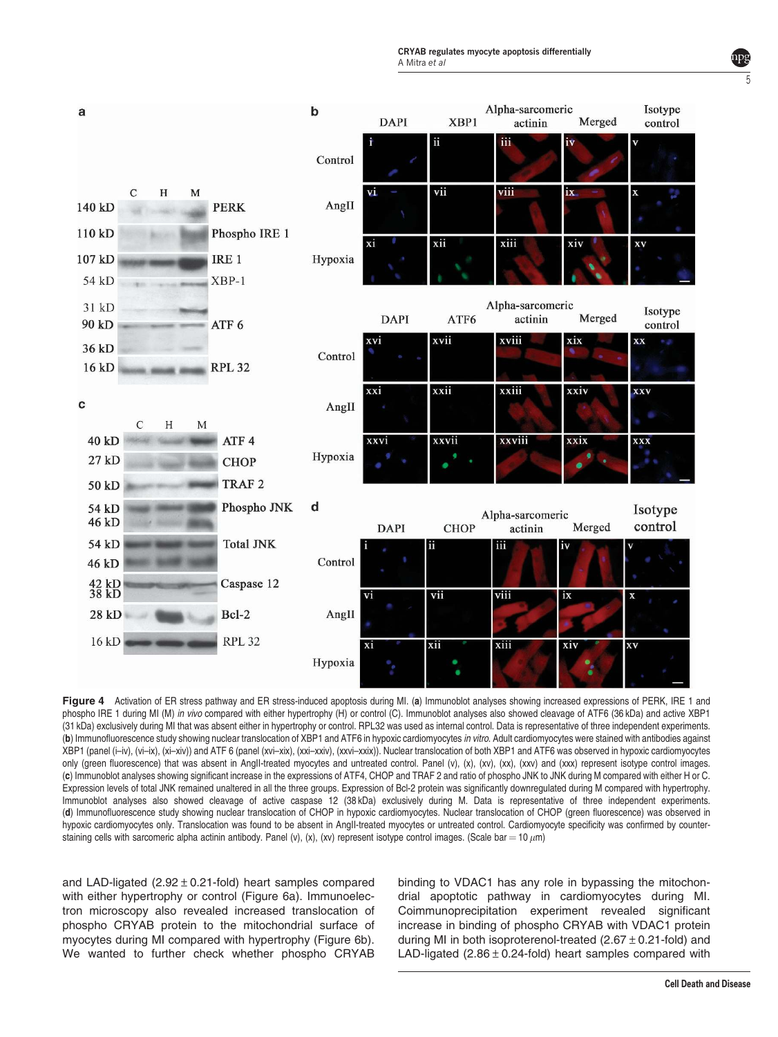**Figure 4** Activation of ER stress pathway and ER stress-induced apoptosis during MI. (**a**) Immunoblot analyses showing increased expressions of PERK, IRE 1 and phospho IRE 1 during MI (M) *in vivo* compared with either hypertrophy (H) or control (C). Immunoblot analyses also showed cleavage of ATF6 (36 kDa) and active XBP1 (31 kDa) exclusively during MI that was absent either in hypertrophy or control. RPL32 was used as internal control. Data is representative of three independent experiments. (**b**) Immunofluorescence study showing nuclear translocation of XBP1 and ATF6 in hypoxic cardiomyocytes *in vitro*. Adult cardiomyocytes were stained with antibodies against XBP1 (panel (i–iv), (vi–ix), (xi–xiv)) and ATF 6 (panel (xvi–xix), (xxi–xxiv), (xxvi–xxix)). Nuclear translocation of both XBP1 and ATF6 was observed in hypoxic cardiomyocytes only (green fluorescence) that was absent in AngII-treated myocytes and untreated control. Panel (v), (x), (xv), (xx), (xxv) and (xxx) represent isotype control images. (**c**) Immunoblot analyses showing significant increase in the expressions of ATF4, CHOP and TRAF 2 and ratio of phospho JNK to JNK during M compared with H or C. Expression levels of total JNK remained unaltered in all the three groups. Expression of Bcl-2 protein was significantly downregulated during M compared with hypertrophy. Immunoblot analyses also showed cleavage of active caspase 12 (38 kDa) exclusively during M. Data is representative of three independent experiments. (**d**) Immunofluorescence study showing nuclear translocation of CHOP in hypoxic cardiomyocytes. Nuclear translocation of CHOP (green fluorescence) was observed in hypoxic cardiomyocytes only. Translocation was found to be absent in AngII-treated myocytes or untreated control. Cardiomyocyte specificity was confirmed by counter-staining cells with sarcomeric alpha actinin antibody. Panel (v), (x), (xv) represent isotype control images. (Scale bar = 10 $\mu$m)

and LAD-ligated (2.92 ± 0.21-fold) heart samples compared with either hypertrophy or control (Figure 6a). Immunoelectron microscopy also revealed increased translocation of phospho CRYAB protein to the mitochondrial surface of myocytes during MI compared with hypertrophy (Figure 6b). We wanted to further check whether phospho CRYAB binding to VDAC1 has any role in bypassing the mitochondrial apoptotic pathway in cardiomyocytes during MI. Coimmunoprecipitation experiment revealed significant increase in binding of phospho CRYAB with VDAC1 protein during MI in both isoproterenol-treated (2.67 ± 0.21-fold) and LAD-ligated (2.86 ± 0.24-fold) heart samples compared with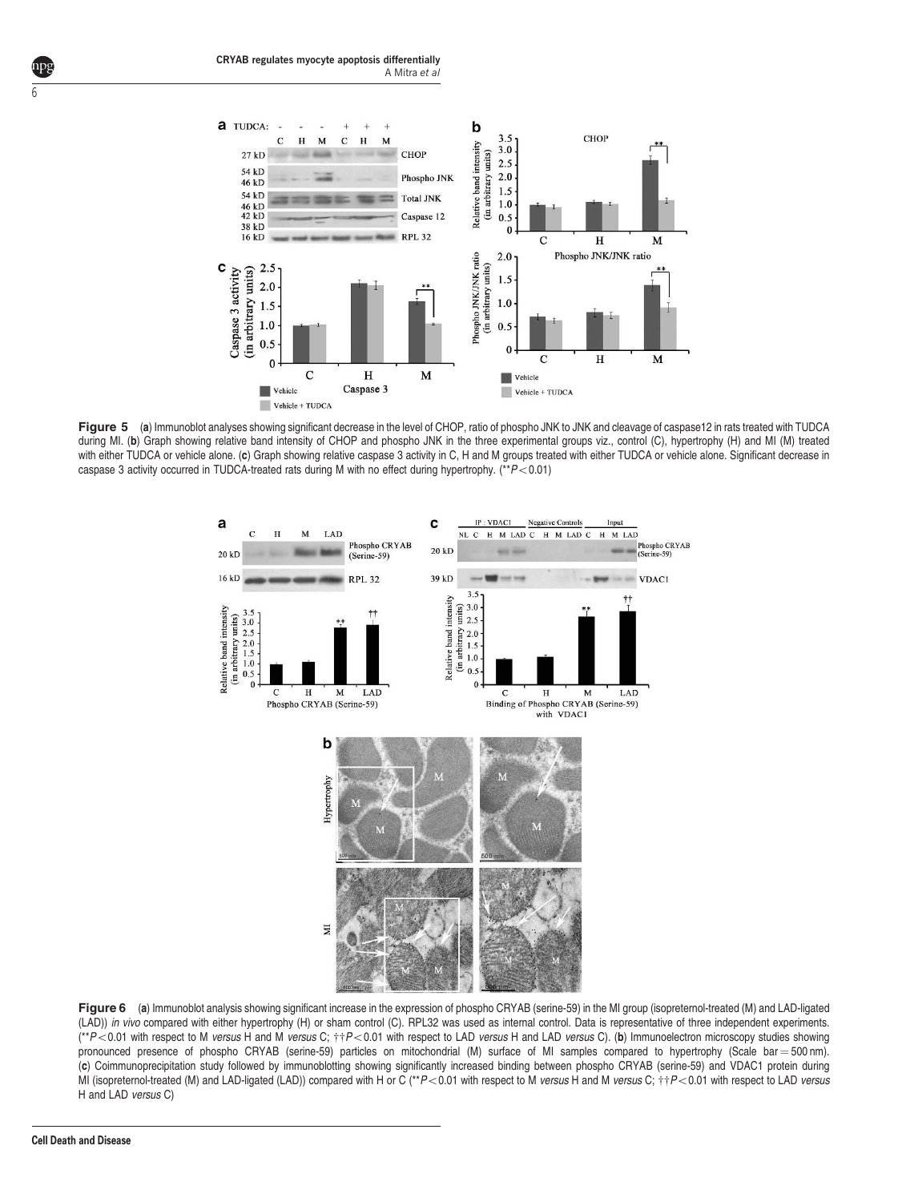**Figure 5** (**a**) Immunoblot analyses showing significant decrease in the level of CHOP, ratio of phospho JNK to JNK and cleavage of caspase12 in rats treated with TUDCA during MI. (**b**) Graph showing relative band intensity of CHOP and phospho JNK in the three experimental groups viz., control (C), hypertrophy (H) and MI (M) treated with either TUDCA or vehicle alone. (**c**) Graph showing relative caspase 3 activity in C, H and M groups treated with either TUDCA or vehicle alone. Significant decrease in caspase 3 activity occurred in TUDCA-treated rats during M with no effect during hypertrophy. (** $P<0.01$)

**Figure 6** (**a**) Immunoblot analysis showing significant increase in the expression of phospho CRYAB (serine-59) in the MI group (isopreternol-treated (M) and LAD-ligated (LAD)) *in vivo* compared with either hypertrophy (H) or sham control (C). RPL32 was used as internal control. Data is representative of three independent experiments. (** $P<0.01$ with respect to M *versus* H and M *versus* C; †† $P<0.01$ with respect to LAD *versus* H and LAD *versus* C). (**b**) Immunoelectron microscopy studies showing pronounced presence of phospho CRYAB (serine-59) particles on mitochondrial (M) surface of MI samples compared to hypertrophy (Scale bar = 500 nm). (**c**) Coimmunoprecipitation study followed by immunoblotting showing significantly increased binding between phospho CRYAB (serine-59) and VDAC1 protein during MI (isopreternol-treated (M) and LAD-ligated (LAD)) compared with H or C (** $P<0.01$ with respect to M *versus* H and M *versus* C; †† $P<0.01$ with respect to LAD *versus* H and LAD *versus* C)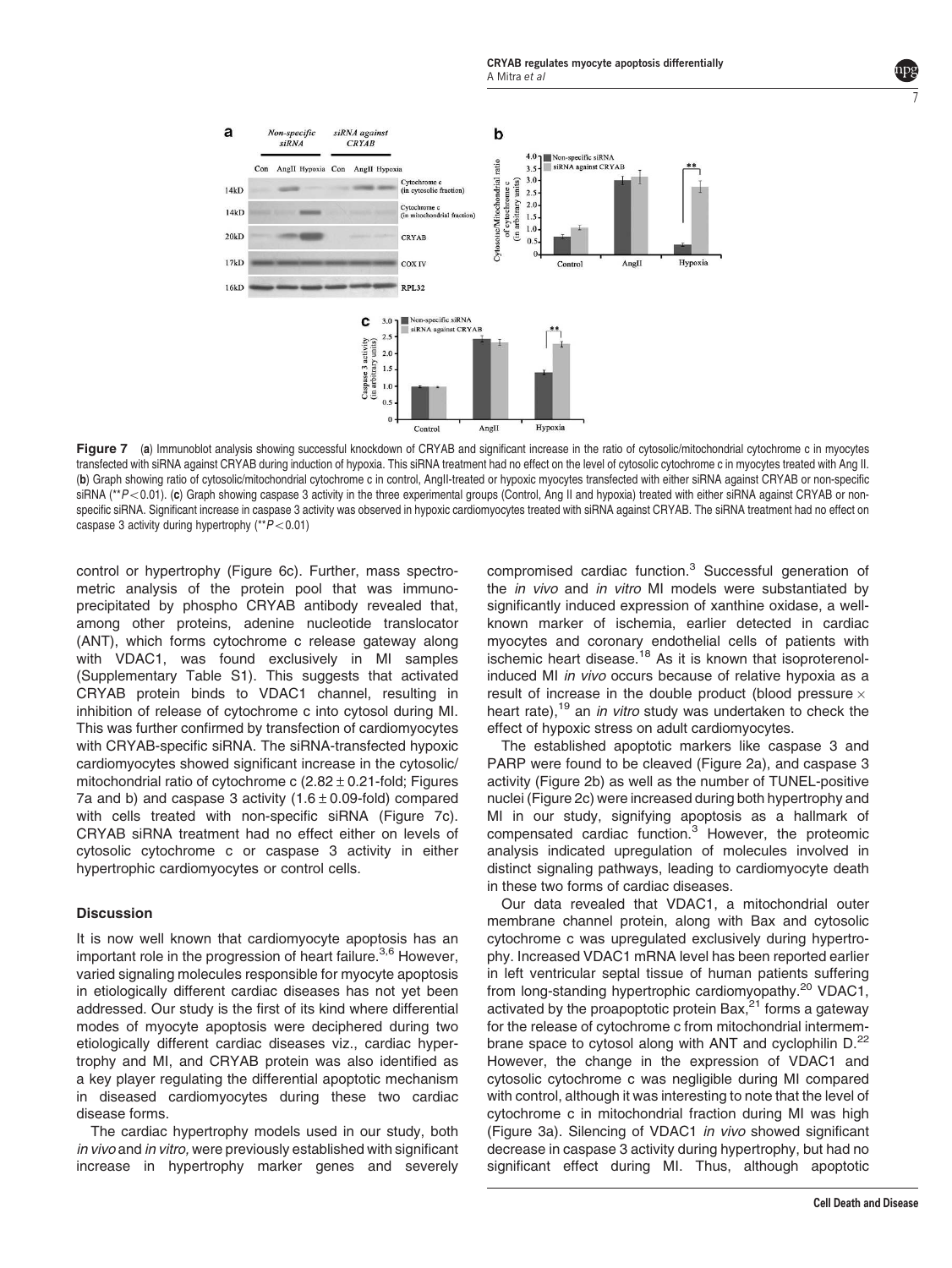**Figure 7** (**a**) Immunoblot analysis showing successful knockdown of CRYAB and significant increase in the ratio of cytosolic/mitochondrial cytochrome c in myocytes transfected with siRNA against CRYAB during induction of hypoxia. This siRNA treatment had no effect on the level of cytosolic cytochrome c in myocytes treated with Ang II. (**b**) Graph showing ratio of cytosolic/mitochondrial cytochrome c in control, AngII-treated or hypoxic myocytes transfected with either siRNA against CRYAB or non-specific siRNA (**$P < 0.01$). (**c**) Graph showing caspase 3 activity in the three experimental groups (Control, Ang II and hypoxia) treated with either siRNA against CRYAB or non-specific siRNA. Significant increase in caspase 3 activity was observed in hypoxic cardiomyocytes treated with siRNA against CRYAB. The siRNA treatment had no effect on caspase 3 activity during hypertrophy (**$P < 0.01$)

control or hypertrophy (Figure 6c). Further, mass spectrometric analysis of the protein pool that was immunoprecipitated by phospho CRYAB antibody revealed that, among other proteins, adenine nucleotide translocator (ANT), which forms cytochrome c release gateway along with VDAC1, was found exclusively in MI samples (Supplementary Table S1). This suggests that activated CRYAB protein binds to VDAC1 channel, resulting in inhibition of release of cytochrome c into cytosol during MI. This was further confirmed by transfection of cardiomyocytes with CRYAB-specific siRNA. The siRNA-transfected hypoxic cardiomyocytes showed significant increase in the cytosolic/mitochondrial ratio of cytochrome c ($2.82 \pm 0.21$-fold; Figures 7a and b) and caspase 3 activity ($1.6 \pm 0.09$-fold) compared with cells treated with non-specific siRNA (Figure 7c). CRYAB siRNA treatment had no effect either on levels of cytosolic cytochrome c or caspase 3 activity in either hypertrophic cardiomyocytes or control cells.

## Discussion

It is now well known that cardiomyocyte apoptosis has an important role in the progression of heart failure.[3,6] However, varied signaling molecules responsible for myocyte apoptosis in etiologically different cardiac diseases has not yet been addressed. Our study is the first of its kind where differential modes of myocyte apoptosis were deciphered during two etiologically different cardiac diseases viz., cardiac hypertrophy and MI, and CRYAB protein was also identified as a key player regulating the differential apoptotic mechanism in diseased cardiomyocytes during these two cardiac disease forms.

The cardiac hypertrophy models used in our study, both *in vivo* and *in vitro,* were previously established with significant increase in hypertrophy marker genes and severely compromised cardiac function.[3] Successful generation of the *in vivo* and *in vitro* MI models were substantiated by significantly induced expression of xanthine oxidase, a well-known marker of ischemia, earlier detected in cardiac myocytes and coronary endothelial cells of patients with ischemic heart disease.[18] As it is known that isoproterenol-induced MI *in vivo* occurs because of relative hypoxia as a result of increase in the double product (blood pressure × heart rate),[19] an *in vitro* study was undertaken to check the effect of hypoxic stress on adult cardiomyocytes.

The established apoptotic markers like caspase 3 and PARP were found to be cleaved (Figure 2a), and caspase 3 activity (Figure 2b) as well as the number of TUNEL-positive nuclei (Figure 2c) were increased during both hypertrophy and MI in our study, signifying apoptosis as a hallmark of compensated cardiac function.[3] However, the proteomic analysis indicated upregulation of molecules involved in distinct signaling pathways, leading to cardiomyocyte death in these two forms of cardiac diseases.

Our data revealed that VDAC1, a mitochondrial outer membrane channel protein, along with Bax and cytosolic cytochrome c was upregulated exclusively during hypertrophy. Increased VDAC1 mRNA level has been reported earlier in left ventricular septal tissue of human patients suffering from long-standing hypertrophic cardiomyopathy.[20] VDAC1, activated by the proapoptotic protein Bax,[21] forms a gateway for the release of cytochrome c from mitochondrial intermembrane space to cytosol along with ANT and cyclophilin D.[22] However, the change in the expression of VDAC1 and cytosolic cytochrome c was negligible during MI compared with control, although it was interesting to note that the level of cytochrome c in mitochondrial fraction during MI was high (Figure 3a). Silencing of VDAC1 *in vivo* showed significant decrease in caspase 3 activity during hypertrophy, but had no significant effect during MI. Thus, although apoptotic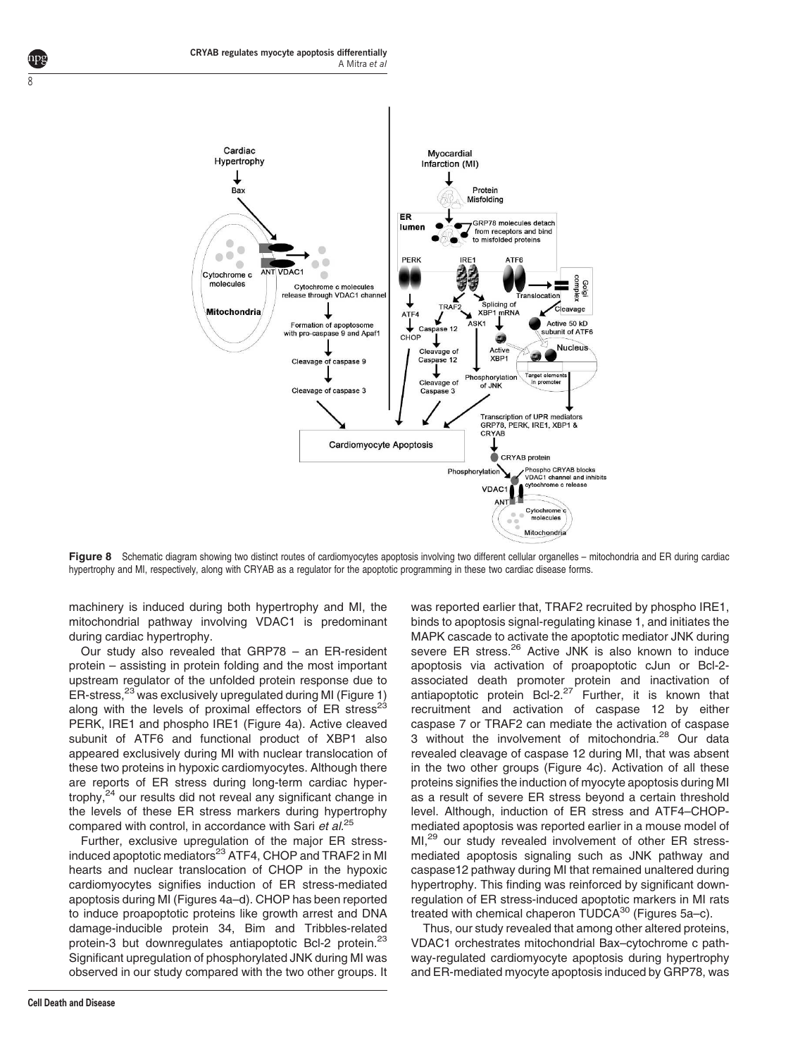**Figure 8** Schematic diagram showing two distinct routes of cardiomyocytes apoptosis involving two different cellular organelles – mitochondria and ER during cardiac hypertrophy and MI, respectively, along with CRYAB as a regulator for the apoptotic programming in these two cardiac disease forms.

machinery is induced during both hypertrophy and MI, the mitochondrial pathway involving VDAC1 is predominant during cardiac hypertrophy.

Our study also revealed that GRP78 – an ER-resident protein – assisting in protein folding and the most important upstream regulator of the unfolded protein response due to ER-stress,[23] was exclusively upregulated during MI (Figure 1) along with the levels of proximal effectors of ER stress[23] PERK, IRE1 and phospho IRE1 (Figure 4a). Active cleaved subunit of ATF6 and functional product of XBP1 also appeared exclusively during MI with nuclear translocation of these two proteins in hypoxic cardiomyocytes. Although there are reports of ER stress during long-term cardiac hypertrophy,[24] our results did not reveal any significant change in the levels of these ER stress markers during hypertrophy compared with control, in accordance with Sari *et al.*[25]

Further, exclusive upregulation of the major ER stress-induced apoptotic mediators[23] ATF4, CHOP and TRAF2 in MI hearts and nuclear translocation of CHOP in the hypoxic cardiomyocytes signifies induction of ER stress-mediated apoptosis during MI (Figures 4a–d). CHOP has been reported to induce proapoptotic proteins like growth arrest and DNA damage-inducible protein 34, Bim and Tribbles-related protein-3 but downregulates antiapoptotic Bcl-2 protein.[23] Significant upregulation of phosphorylated JNK during MI was observed in our study compared with the two other groups. It was reported earlier that, TRAF2 recruited by phospho IRE1, binds to apoptosis signal-regulating kinase 1, and initiates the MAPK cascade to activate the apoptotic mediator JNK during severe ER stress.[26] Active JNK is also known to induce apoptosis via activation of proapoptotic cJun or Bcl-2-associated death promoter protein and inactivation of antiapoptotic protein Bcl-2.[27] Further, it is known that recruitment and activation of caspase 12 by either caspase 7 or TRAF2 can mediate the activation of caspase 3 without the involvement of mitochondria.[28] Our data revealed cleavage of caspase 12 during MI, that was absent in the two other groups (Figure 4c). Activation of all these proteins signifies the induction of myocyte apoptosis during MI as a result of severe ER stress beyond a certain threshold level. Although, induction of ER stress and ATF4–CHOP-mediated apoptosis was reported earlier in a mouse model of MI,[29] our study revealed involvement of other ER stress-mediated apoptosis signaling such as JNK pathway and caspase12 pathway during MI that remained unaltered during hypertrophy. This finding was reinforced by significant downregulation of ER stress-induced apoptotic markers in MI rats treated with chemical chaperon TUDCA[30] (Figures 5a–c).

Thus, our study revealed that among other altered proteins, VDAC1 orchestrates mitochondrial Bax–cytochrome c pathway-regulated cardiomyocyte apoptosis during hypertrophy and ER-mediated myocyte apoptosis induced by GRP78, was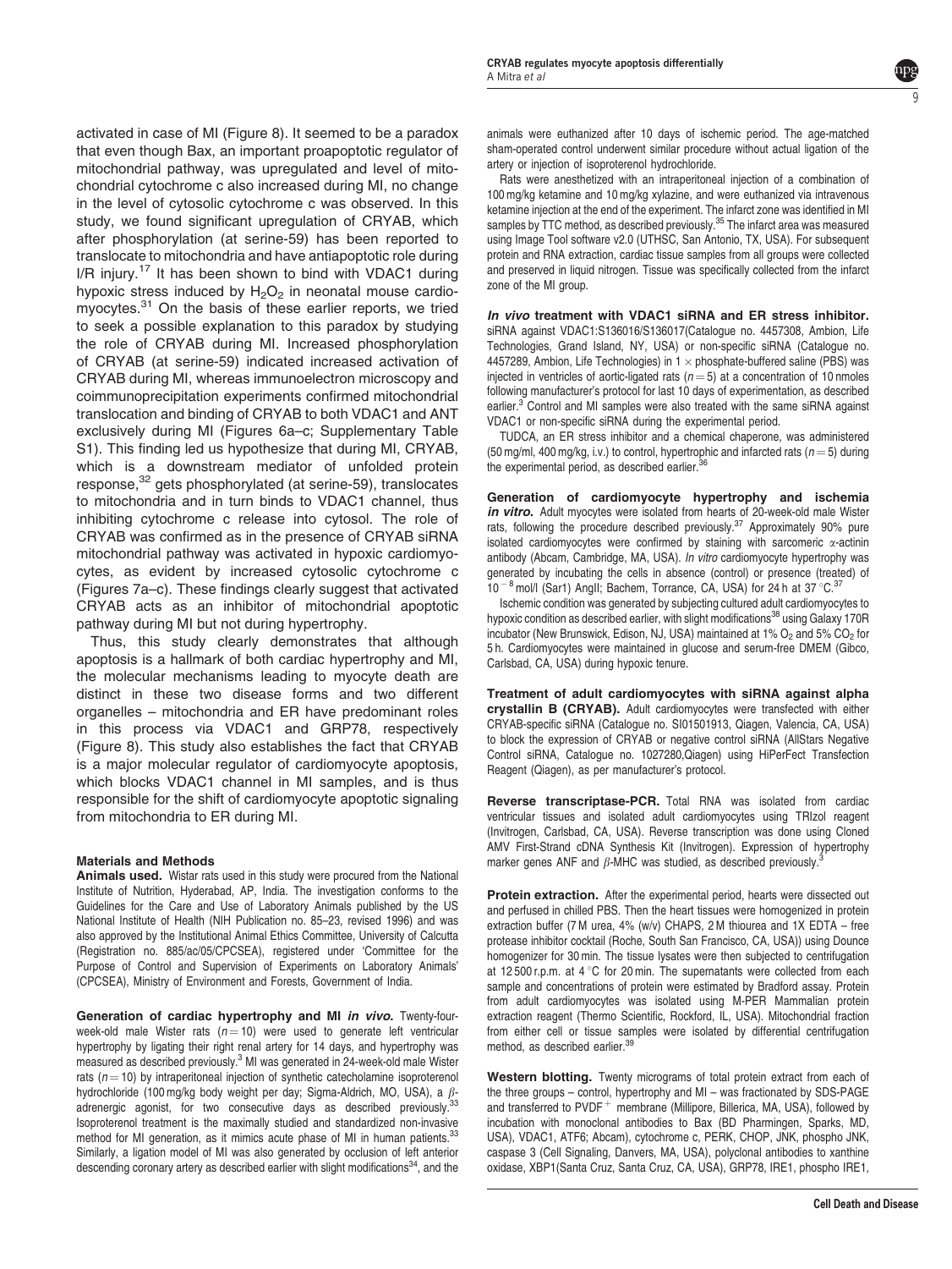activated in case of MI (Figure 8). It seemed to be a paradox that even though Bax, an important proapoptotic regulator of mitochondrial pathway, was upregulated and level of mitochondrial cytochrome c also increased during MI, no change in the level of cytosolic cytochrome c was observed. In this study, we found significant upregulation of CRYAB, which after phosphorylation (at serine-59) has been reported to translocate to mitochondria and have antiapoptotic role during I/R injury.[17] It has been shown to bind with VDAC1 during hypoxic stress induced by $H_2O_2$ in neonatal mouse cardiomyocytes.[31] On the basis of these earlier reports, we tried to seek a possible explanation to this paradox by studying the role of CRYAB during MI. Increased phosphorylation of CRYAB (at serine-59) indicated increased activation of CRYAB during MI, whereas immunoelectron microscopy and coimmunoprecipitation experiments confirmed mitochondrial translocation and binding of CRYAB to both VDAC1 and ANT exclusively during MI (Figures 6a–c; Supplementary Table S1). This finding led us hypothesize that during MI, CRYAB, which is a downstream mediator of unfolded protein response,[32] gets phosphorylated (at serine-59), translocates to mitochondria and in turn binds to VDAC1 channel, thus inhibiting cytochrome c release into cytosol. The role of CRYAB was confirmed as in the presence of CRYAB siRNA mitochondrial pathway was activated in hypoxic cardiomyocytes, as evident by increased cytosolic cytochrome c (Figures 7a–c). These findings clearly suggest that activated CRYAB acts as an inhibitor of mitochondrial apoptotic pathway during MI but not during hypertrophy.

Thus, this study clearly demonstrates that although apoptosis is a hallmark of both cardiac hypertrophy and MI, the molecular mechanisms leading to myocyte death are distinct in these two disease forms and two different organelles – mitochondria and ER have predominant roles in this process via VDAC1 and GRP78, respectively (Figure 8). This study also establishes the fact that CRYAB is a major molecular regulator of cardiomyocyte apoptosis, which blocks VDAC1 channel in MI samples, and is thus responsible for the shift of cardiomyocyte apoptotic signaling from mitochondria to ER during MI.

## Materials and Methods

**Animals used.** Wistar rats used in this study were procured from the National Institute of Nutrition, Hyderabad, AP, India. The investigation conforms to the Guidelines for the Care and Use of Laboratory Animals published by the US National Institute of Health (NIH Publication no. 85–23, revised 1996) and was also approved by the Institutional Animal Ethics Committee, University of Calcutta (Registration no. 885/ac/05/CPCSEA), registered under 'Committee for the Purpose of Control and Supervision of Experiments on Laboratory Animals' (CPCSEA), Ministry of Environment and Forests, Government of India.

**Generation of cardiac hypertrophy and MI *in vivo*.** Twenty-four-week-old male Wister rats ($n=10$) were used to generate left ventricular hypertrophy by ligating their right renal artery for 14 days, and hypertrophy was measured as described previously.[3] MI was generated in 24-week-old male Wister rats ($n=10$) by intraperitoneal injection of synthetic catecholamine isoproterenol hydrochloride (100 mg/kg body weight per day; Sigma-Aldrich, MO, USA), a $\beta$-adrenergic agonist, for two consecutive days as described previously.[33] Isoproterenol treatment is the maximally studied and standardized non-invasive method for MI generation, as it mimics acute phase of MI in human patients.[33] Similarly, a ligation model of MI was also generated by occlusion of left anterior descending coronary artery as described earlier with slight modifications[34], and the animals were euthanized after 10 days of ischemic period. The age-matched sham-operated control underwent similar procedure without actual ligation of the artery or injection of isoproterenol hydrochloride.

Rats were anesthetized with an intraperitoneal injection of a combination of 100 mg/kg ketamine and 10 mg/kg xylazine, and were euthanized via intravenous ketamine injection at the end of the experiment. The infarct zone was identified in MI samples by TTC method, as described previously.[35] The infarct area was measured using Image Tool software v2.0 (UTHSC, San Antonio, TX, USA). For subsequent protein and RNA extraction, cardiac tissue samples from all groups were collected and preserved in liquid nitrogen. Tissue was specifically collected from the infarct zone of the MI group.

***In vivo* treatment with VDAC1 siRNA and ER stress inhibitor.** siRNA against VDAC1:S136016/S136017(Catalogue no. 4457308, Ambion, Life Technologies, Grand Island, NY, USA) or non-specific siRNA (Catalogue no. 4457289, Ambion, Life Technologies) in 1 × phosphate-buffered saline (PBS) was injected in ventricles of aortic-ligated rats ($n=5$) at a concentration of 10 nmoles following manufacturer's protocol for last 10 days of experimentation, as described earlier.[3] Control and MI samples were also treated with the same siRNA against VDAC1 or non-specific siRNA during the experimental period.

TUDCA, an ER stress inhibitor and a chemical chaperone, was administered (50 mg/ml, 400 mg/kg, i.v.) to control, hypertrophic and infarcted rats ($n=5$) during the experimental period, as described earlier.[36]

**Generation of cardiomyocyte hypertrophy and ischemia *in vitro*.** Adult myocytes were isolated from hearts of 20-week-old male Wister rats, following the procedure described previously.[37] Approximately 90% pure isolated cardiomyocytes were confirmed by staining with sarcomeric $\alpha$-actinin antibody (Abcam, Cambridge, MA, USA). *In vitro* cardiomyocyte hypertrophy was generated by incubating the cells in absence (control) or presence (treated) of $10^{-8}$ mol/l (Sar1) AngII; Bachem, Torrance, CA, USA) for 24 h at 37 °C.[37]

Ischemic condition was generated by subjecting cultured adult cardiomyocytes to hypoxic condition as described earlier, with slight modifications[38] using Galaxy 170R incubator (New Brunswick, Edison, NJ, USA) maintained at 1% $O_2$ and 5% $CO_2$ for 5 h. Cardiomyocytes were maintained in glucose and serum-free DMEM (Gibco, Carlsbad, CA, USA) during hypoxic tenure.

**Treatment of adult cardiomyocytes with siRNA against alpha crystallin B (CRYAB).** Adult cardiomyocytes were transfected with either CRYAB-specific siRNA (Catalogue no. SI01501913, Qiagen, Valencia, CA, USA) to block the expression of CRYAB or negative control siRNA (AllStars Negative Control siRNA, Catalogue no. 1027280,Qiagen) using HiPerFect Transfection Reagent (Qiagen), as per manufacturer's protocol.

**Reverse transcriptase-PCR.** Total RNA was isolated from cardiac ventricular tissues and isolated adult cardiomyocytes using TRIzol reagent (Invitrogen, Carlsbad, CA, USA). Reverse transcription was done using Cloned AMV First-Strand cDNA Synthesis Kit (Invitrogen). Expression of hypertrophy marker genes ANF and $\beta$-MHC was studied, as described previously.[3]

**Protein extraction.** After the experimental period, hearts were dissected out and perfused in chilled PBS. Then the heart tissues were homogenized in protein extraction buffer (7 M urea, 4% (w/v) CHAPS, 2 M thiourea and 1X EDTA – free protease inhibitor cocktail (Roche, South San Francisco, CA, USA)) using Dounce homogenizer for 30 min. The tissue lysates were then subjected to centrifugation at 12 500 r.p.m. at 4 °C for 20 min. The supernatants were collected from each sample and concentrations of protein were estimated by Bradford assay. Protein from adult cardiomyocytes was isolated using M-PER Mammalian protein extraction reagent (Thermo Scientific, Rockford, IL, USA). Mitochondrial fraction from either cell or tissue samples were isolated by differential centrifugation method, as described earlier.[39]

**Western blotting.** Twenty micrograms of total protein extract from each of the three groups – control, hypertrophy and MI – was fractionated by SDS-PAGE and transferred to PVDF$^+$ membrane (Millipore, Billerica, MA, USA), followed by incubation with monoclonal antibodies to Bax (BD Pharmingen, Sparks, MD, USA), VDAC1, ATF6; Abcam), cytochrome c, PERK, CHOP, JNK, phospho JNK, caspase 3 (Cell Signaling, Danvers, MA, USA), polyclonal antibodies to xanthine oxidase, XBP1(Santa Cruz, Santa Cruz, CA, USA), GRP78, IRE1, phospho IRE1,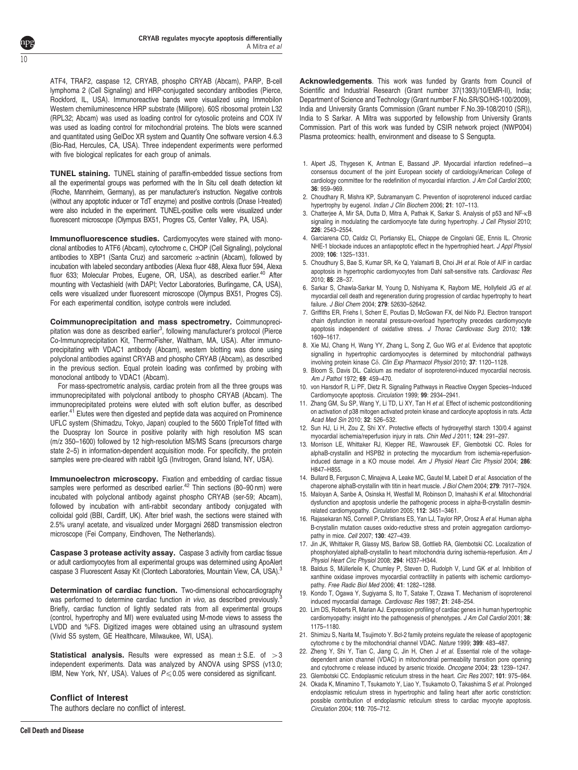ATF4, TRAF2, caspase 12, CRYAB, phospho CRYAB (Abcam), PARP, B-cell lymphoma 2 (Cell Signaling) and HRP-conjugated secondary antibodies (Pierce, Rockford, IL, USA). Immunoreactive bands were visualized using Immobilon Western chemiluminescence HRP substrate (Millipore). 60S ribosomal protein L32 (RPL32; Abcam) was used as loading control for cytosolic proteins and COX IV was used as loading control for mitochondrial proteins. The blots were scanned and quantitated using GelDoc XR system and Quantity One software version 4.6.3 (Bio-Rad, Hercules, CA, USA). Three independent experiments were performed with five biological replicates for each group of animals.

**TUNEL staining.** TUNEL staining of paraffin-embedded tissue sections from all the experimental groups was performed with the In Situ cell death detection kit (Roche, Mannheim, Germany), as per manufacturer's instruction. Negative controls (without any apoptotic inducer or TdT enzyme) and positive controls (Dnase I-treated) were also included in the experiment. TUNEL-positive cells were visualized under fluorescent microscope (Olympus BX51, Progres C5, Center Valley, PA, USA).

**Immunofluorescence studies.** Cardiomyocytes were stained with monoclonal antibodies to ATF6 (Abcam), cytochrome c, CHOP (Cell Signaling), polyclonal antibodies to XBP1 (Santa Cruz) and sarcomeric $\alpha$-actinin (Abcam), followed by incubation with labeled secondary antibodies (Alexa fluor 488, Alexa fluor 594, Alexa fluor 633; Molecular Probes, Eugene, OR, USA), as described earlier.[40] After mounting with Vectashield (with DAPI; Vector Laboratories, Burlingame, CA, USA), cells were visualized under fluorescent microscope (Olympus BX51, Progres C5). For each experimental condition, isotype controls were included.

**Coimmunoprecipitation and mass spectrometry.** Coimmunoprecipitation was done as described earlier[3], following manufacturer's protocol (Pierce Co-Immunoprecipitation Kit, ThermoFisher, Waltham, MA, USA). After immunoprecipitating with VDAC1 antibody (Abcam), western blotting was done using polyclonal antibodies against CRYAB and phospho CRYAB (Abcam), as described in the previous section. Equal protein loading was confirmed by probing with monoclonal antibody to VDAC1 (Abcam).

For mass-spectrometric analysis, cardiac protein from all the three groups was immunoprecipitated with polyclonal antibody to phospho CRYAB (Abcam). The immunoprecipitated proteins were eluted with soft elution buffer, as described earlier.[41] Elutes were then digested and peptide data was acquired on Prominence UFLC system (Shimadzu, Tokyo, Japan) coupled to the 5600 TripleTof fitted with the Duospray Ion Source in positive polarity with high resolution MS scan (m/z 350–1600) followed by 12 high-resolution MS/MS Scans (precursors charge state 2–5) in information-dependent acquisition mode. For specificity, the protein samples were pre-cleared with rabbit IgG (Invitrogen, Grand Island, NY, USA).

**Immunoelectron microscopy.** Fixation and embedding of cardiac tissue samples were performed as described earlier.[42] Thin sections (80–90 nm) were incubated with polyclonal antibody against phospho CRYAB (ser-59; Abcam), followed by incubation with anti-rabbit secondary antibody conjugated with colloidal gold (BBI, Cardiff, UK). After brief wash, the sections were stained with 2.5% uranyl acetate, and visualized under Morgagni 268D transmission electron microscope (Fei Company, Eindhoven, The Netherlands).

**Caspase 3 protease activity assay.** Caspase 3 activity from cardiac tissue or adult cardiomyocytes from all experimental groups was determined using ApoAlert caspase 3 Fluorescent Assay Kit (Clontech Laboratories, Mountain View, CA, USA).[3]

**Determination of cardiac function.** Two-dimensional echocardiography was performed to determine cardiac function *in vivo*, as described previously.[3] Briefly, cardiac function of lightly sedated rats from all experimental groups (control, hypertrophy and MI) were evaluated using M-mode views to assess the LVDD and %FS. Digitized images were obtained using an ultrasound system (Vivid S5 system, GE Healthcare, Milwaukee, WI, USA).

**Statistical analysis.** Results were expressed as mean $\pm$ S.E. of $>3$ independent experiments. Data was analyzed by ANOVA using SPSS (v13.0; IBM, New York, NY, USA). Values of $P \leqslant 0.05$ were considered as significant.

## Conflict of Interest

The authors declare no conflict of interest.

**Acknowledgements**. This work was funded by Grants from Council of Scientific and Industrial Research (Grant number 37(1393)/10/EMR-II), India; Department of Science and Technology (Grant number F.No.SR/SO/HS-100/2009), India and University Grants Commission (Grant number F.No.39-108/2010 (SR)), India to S Sarkar. A Mitra was supported by fellowship from University Grants Commission. Part of this work was funded by CSIR network project (NWP004) Plasma proteomics: health, environment and disease to S Sengupta.

1. Alpert JS, Thygesen K, Antman E, Bassand JP. Myocardial infarction redefined—a consensus document of the joint European society of cardiology/American College of cardiology committee for the redefinition of myocardial infarction. *J Am Coll Cardiol* 2000; **36**: 959–969.
2. Choudhary R, Mishra KP, Subramanyam C. Prevention of isoproterenol induced cardiac hypertrophy by eugenol. *Indian J Clin Biochem* 2006; **21**: 107–113.
3. Chatterjee A, Mir SA, Dutta D, Mitra A, Pathak K, Sarkar S. Analysis of p53 and NF-κB signaling in modulating the cardiomyocyte fate during hypertrophy. *J Cell Physiol* 2010; **226**: 2543–2554.
4. Garciarena CD, Caldiz CI, Portiansky EL, Chiappe de Cingolani GE, Ennis IL. Chronic NHE-1 blockade induces an antiapoptotic effect in the hypertrophied heart. *J Appl Physiol* 2009; **106**: 1325–1331.
5. Choudhury S, Bae S, Kumar SR, Ke Q, Yalamarti B, Choi JH *et al.* Role of AIF in cardiac apoptosis in hypertrophic cardiomyocytes from Dahl salt-sensitive rats. *Cardiovasc Res* 2010; **85**: 28–37.
6. Sarkar S, Chawla-Sarkar M, Young D, Nishiyama K, Rayborn ME, Hollyfield JG *et al.* myocardial cell death and regeneration during progression of cardiac hypertrophy to heart failure. *J Biol Chem* 2004; **279**: 52630–52642.
7. Griffiths ER, Friehs I, Scherr E, Poutias D, McGowan FX, del Nido PJ. Electron transport chain dysfunction in neonatal pressure-overload hypertrophy precedes cardiomyocyte apoptosis independent of oxidative stress. *J Thorac Cardiovasc Surg* 2010; **139**: 1609–1617.
8. Xie MJ, Chang H, Wang YY, Zhang L, Song Z, Guo WG *et al.* Evidence that apoptotic signalling in hypertrophic cardiomyocytes is determined by mitochondrial pathways involving protein kinase Cδ. *Clin Exp Pharmacol Physiol* 2010; **37**: 1120–1128.
9. Bloom S, Davis DL. Calcium as mediator of isoproterenol-induced myocardial necrosis. *Am J Pathol* 1972; **69**: 459–470.
10. von Harsdorf R, Li PF, Dietz R. Signaling Pathways in Reactive Oxygen Species–Induced Cardiomyocyte apoptosis. *Circulation* 1999; **99**: 2934–2941.
11. Zhang GM, Su SP, Wang Y, Li TD, Li XY, Tan H *et al.* Effect of ischemic postconditioning on activation of p38 mitogen activated protein kinase and cardiocyte apoptosis in rats. *Acta Acad Med Sin* 2010; **32**: 526–532.
12. Sun HJ, Li H, Zou Z, Shi XY. Protective effects of hydroxyethyl starch 130/0.4 against myocardial ischemia/reperfusion injury in rats. *Chin Med J* 2011; **124**: 291–297.
13. Morrison LE, Whittaker RJ, Klepper RE, Wawrousek EF, Glembotski CC. Roles for alphaB-crystallin and HSPB2 in protecting the myocardium from ischemia-reperfusion-induced damage in a KO mouse model. *Am J Physiol Heart Circ Physiol* 2004; **286**: H847–H855.
14. Bullard B, Ferguson C, Minajeva A, Leake MC, Gautel M, Labeit D *et al.* Association of the chaperone alphaB-crystallin with titin in heart muscle. *J Biol Chem* 2004; **279**: 7917–7924.
15. Maloyan A, Sanbe A, Osinska H, Westfall M, Robinson D, Imahashi K *et al.* Mitochondrial dysfunction and apoptosis underlie the pathogenic process in alpha-B-crystallin desmin-related cardiomyopathy. *Circulation* 2005; **112**: 3451–3461.
16. Rajasekaran NS, Connell P, Christians ES, Yan LJ, Taylor RP, Orosz A *et al.* Human alpha B-crystallin mutation causes oxido-reductive stress and protein aggregation cardiomyopathy in mice. *Cell* 2007; **130**: 427–439.
17. Jin JK, Whittaker R, Glassy MS, Barlow SB, Gottlieb RA, Glembotski CC. Localization of phosphorylated alphaB-crystallin to heart mitochondria during ischemia-reperfusion. *Am J Physiol Heart Circ Physiol* 2008; **294**: H337–H344.
18. Baldus S, Müllerleile K, Chumley P, Steven D, Rudolph V, Lund GK *et al.* Inhibition of xanthine oxidase improves myocardial contractility in patients with ischemic cardiomyopathy. *Free Radic Biol Med* 2006; **41**: 1282–1288.
19. Kondo T, Ogawa Y, Sugiyama S, Ito T, Satake T, Ozawa T. Mechanism of isoproterenol induced myocardial damage. *Cardiovasc Res* 1987; **21**: 248–254.
20. Lim DS, Roberts R, Marian AJ. Expression profiling of cardiac genes in human hypertrophic cardiomyopathy: insight into the pathogenesis of phenotypes. *J Am Coll Cardiol* 2001; **38**: 1175–1180.
21. Shimizu S, Narita M, Tsujimoto Y. Bcl-2 family proteins regulate the release of apoptogenic cytochrome c by the mitochondrial channel VDAC. *Nature* 1999; **399**: 483–487.
22. Zheng Y, Shi Y, Tian C, Jiang C, Jin H, Chen J *et al.* Essential role of the voltage-dependent anion channel (VDAC) in mitochondrial permeability transition pore opening and cytochrome c release induced by arsenic trioxide. *Oncogene* 2004; **23**: 1239–1247.
23. Glembotski CC. Endoplasmic reticulum stress in the heart. *Circ Res* 2007; **101**: 975–984.
24. Okada K, Minamino T, Tsukamoto Y, Liao Y, Tsukamoto O, Takashima S *et al.* Prolonged endoplasmic reticulum stress in hypertrophic and failing heart after aortic constriction: possible contribution of endoplasmic reticulum stress to cardiac myocyte apoptosis. *Circulation* 2004; **110**: 705–712.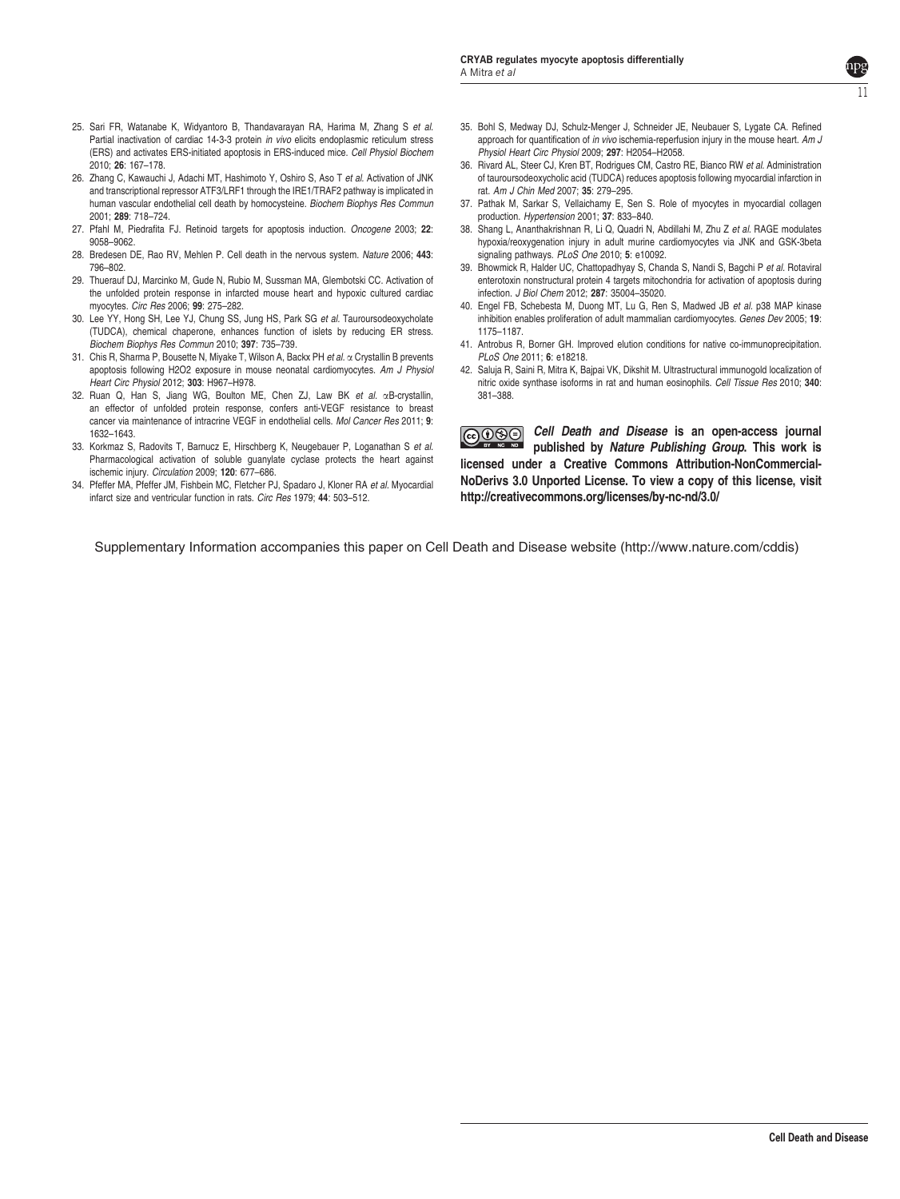25. Sari FR, Watanabe K, Widyantoro B, Thandavarayan RA, Harima M, Zhang S *et al.* Partial inactivation of cardiac 14-3-3 protein *in vivo* elicits endoplasmic reticulum stress (ERS) and activates ERS-initiated apoptosis in ERS-induced mice. *Cell Physiol Biochem* 2010; **26**: 167–178.
26. Zhang C, Kawauchi J, Adachi MT, Hashimoto Y, Oshiro S, Aso T *et al.* Activation of JNK and transcriptional repressor ATF3/LRF1 through the IRE1/TRAF2 pathway is implicated in human vascular endothelial cell death by homocysteine. *Biochem Biophys Res Commun* 2001; **289**: 718–724.
27. Pfahl M, Piedrafita FJ. Retinoid targets for apoptosis induction. *Oncogene* 2003; **22**: 9058–9062.
28. Bredesen DE, Rao RV, Mehlen P. Cell death in the nervous system. *Nature* 2006; **443**: 796–802.
29. Thuerauf DJ, Marcinko M, Gude N, Rubio M, Sussman MA, Glembotski CC. Activation of the unfolded protein response in infarcted mouse heart and hypoxic cultured cardiac myocytes. *Circ Res* 2006; **99**: 275–282.
30. Lee YY, Hong SH, Lee YJ, Chung SS, Jung HS, Park SG *et al.* Tauroursodeoxycholate (TUDCA), chemical chaperone, enhances function of islets by reducing ER stress. *Biochem Biophys Res Commun* 2010; **397**: 735–739.
31. Chis R, Sharma P, Bousette N, Miyake T, Wilson A, Backx PH *et al.* α Crystallin B prevents apoptosis following H2O2 exposure in mouse neonatal cardiomyocytes. *Am J Physiol Heart Circ Physiol* 2012; **303**: H967–H978.
32. Ruan Q, Han S, Jiang WG, Boulton ME, Chen ZJ, Law BK *et al.* αB-crystallin, an effector of unfolded protein response, confers anti-VEGF resistance to breast cancer via maintenance of intracrine VEGF in endothelial cells. *Mol Cancer Res* 2011; **9**: 1632–1643.
33. Korkmaz S, Radovits T, Barnucz E, Hirschberg K, Neugebauer P, Loganathan S *et al.* Pharmacological activation of soluble guanylate cyclase protects the heart against ischemic injury. *Circulation* 2009; **120**: 677–686.
34. Pfeffer MA, Pfeffer JM, Fishbein MC, Fletcher PJ, Spadaro J, Kloner RA *et al.* Myocardial infarct size and ventricular function in rats. *Circ Res* 1979; **44**: 503–512.
35. Bohl S, Medway DJ, Schulz-Menger J, Schneider JE, Neubauer S, Lygate CA. Refined approach for quantification of *in vivo* ischemia-reperfusion injury in the mouse heart. *Am J Physiol Heart Circ Physiol* 2009; **297**: H2054–H2058.
36. Rivard AL, Steer CJ, Kren BT, Rodrigues CM, Castro RE, Bianco RW *et al.* Administration of tauroursodeoxycholic acid (TUDCA) reduces apoptosis following myocardial infarction in rat. *Am J Chin Med* 2007; **35**: 279–295.
37. Pathak M, Sarkar S, Vellaichamy E, Sen S. Role of myocytes in myocardial collagen production. *Hypertension* 2001; **37**: 833–840.
38. Shang L, Ananthakrishnan R, Li Q, Quadri N, Abdillahi M, Zhu Z *et al.* RAGE modulates hypoxia/reoxygenation injury in adult murine cardiomyocytes via JNK and GSK-3beta signaling pathways. *PLoS One* 2010; **5**: e10092.
39. Bhowmick R, Halder UC, Chattopadhyay S, Chanda S, Nandi S, Bagchi P *et al.* Rotaviral enterotoxin nonstructural protein 4 targets mitochondria for activation of apoptosis during infection. *J Biol Chem* 2012; **287**: 35004–35020.
40. Engel FB, Schebesta M, Duong MT, Lu G, Ren S, Madwed JB *et al.* p38 MAP kinase inhibition enables proliferation of adult mammalian cardiomyocytes. *Genes Dev* 2005; **19**: 1175–1187.
41. Antrobus R, Borner GH. Improved elution conditions for native co-immunoprecipitation. *PLoS One* 2011; **6**: e18218.
42. Saluja R, Saini R, Mitra K, Bajpai VK, Dikshit M. Ultrastructural immunogold localization of nitric oxide synthase isoforms in rat and human eosinophils. *Cell Tissue Res* 2010; **340**: 381–388.

***Cell Death and Disease*** **is an open-access journal published by *Nature Publishing Group*. This work is licensed under a Creative Commons Attribution-NonCommercial-NoDerivs 3.0 Unported License. To view a copy of this license, visit http://creativecommons.org/licenses/by-nc-nd/3.0/**

Supplementary Information accompanies this paper on Cell Death and Disease website (http://www.nature.com/cddis)